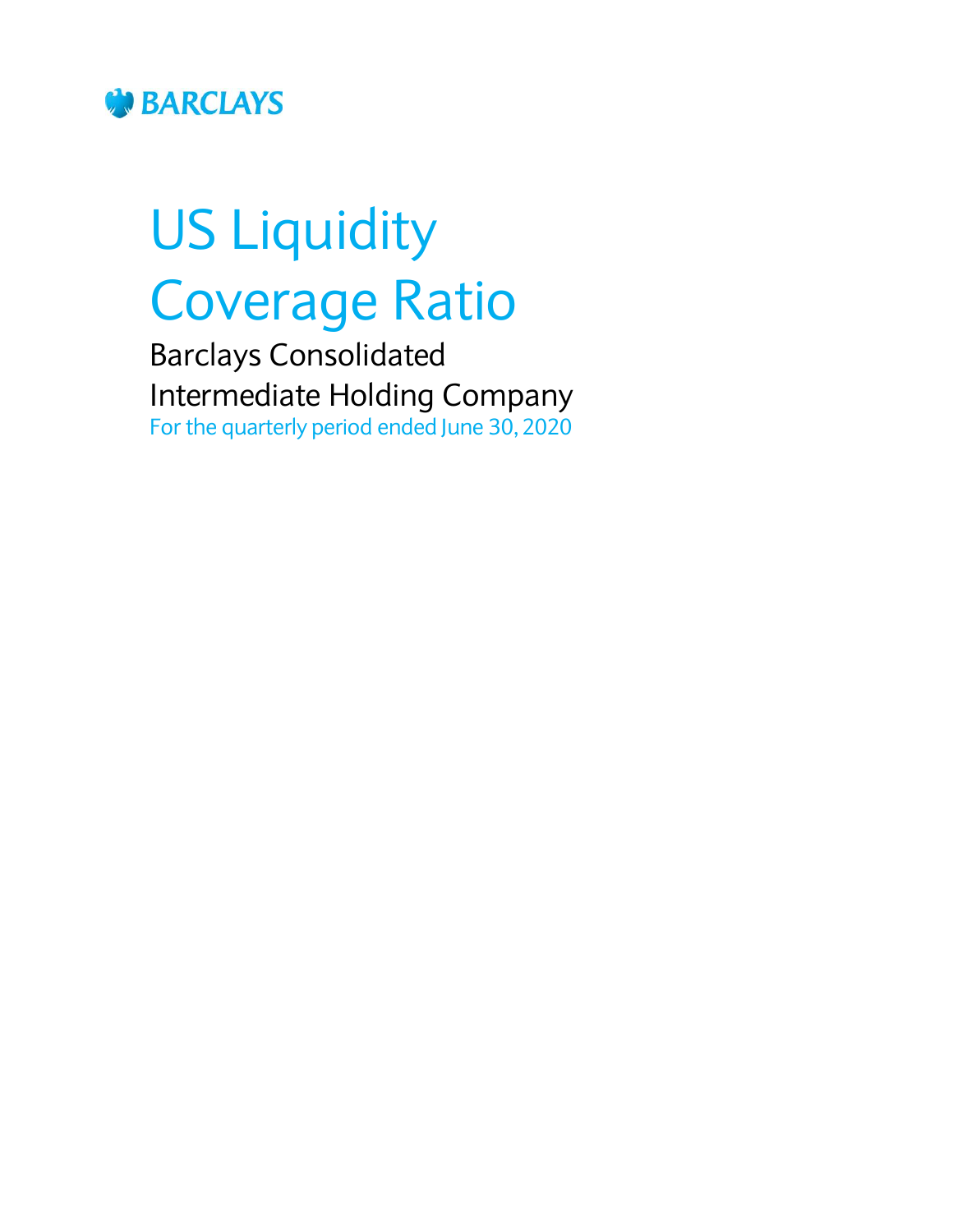BARCLAYS

# US Liquidity Coverage Ratio

## Barclays Consolidated Intermediate Holding Company

For the quarterly period ended June 30, 2020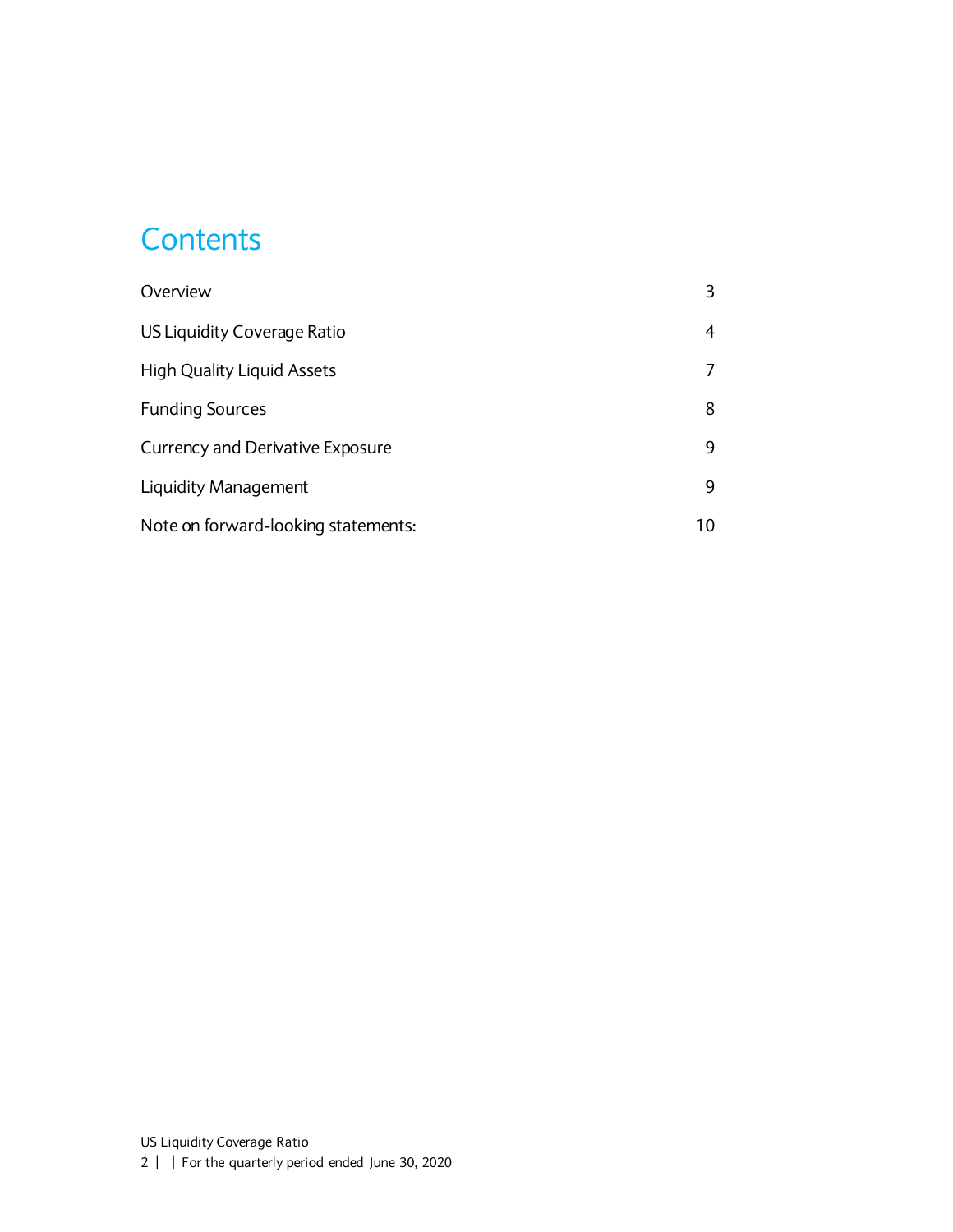# Contents

| | |
|---|---|
| Overview | 3 |
| US Liquidity Coverage Ratio | 4 |
| High Quality Liquid Assets | 7 |
| Funding Sources | 8 |
| Currency and Derivative Exposure | 9 |
| Liquidity Management | 9 |
| Note on forward-looking statements: | 10 |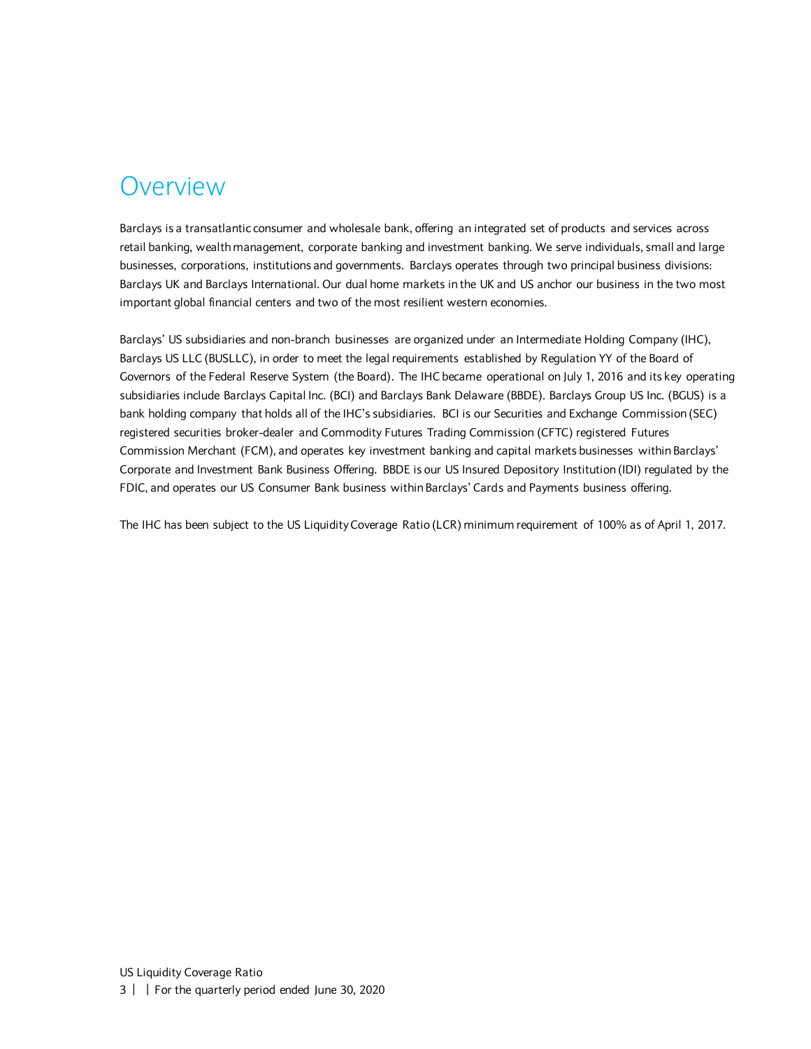# Overview

Barclays is a transatlantic consumer and wholesale bank, offering an integrated set of products and services across retail banking, wealth management, corporate banking and investment banking. We serve individuals, small and large businesses, corporations, institutions and governments. Barclays operates through two principal business divisions: Barclays UK and Barclays International. Our dual home markets in the UK and US anchor our business in the two most important global financial centers and two of the most resilient western economies.

Barclays' US subsidiaries and non-branch businesses are organized under an Intermediate Holding Company (IHC), Barclays US LLC (BUSLLC), in order to meet the legal requirements established by Regulation YY of the Board of Governors of the Federal Reserve System (the Board). The IHC became operational on July 1, 2016 and its key operating subsidiaries include Barclays Capital Inc. (BCI) and Barclays Bank Delaware (BBDE). Barclays Group US Inc. (BGUS) is a bank holding company that holds all of the IHC's subsidiaries. BCI is our Securities and Exchange Commission (SEC) registered securities broker-dealer and Commodity Futures Trading Commission (CFTC) registered Futures Commission Merchant (FCM), and operates key investment banking and capital markets businesses within Barclays' Corporate and Investment Bank Business Offering. BBDE is our US Insured Depository Institution (IDI) regulated by the FDIC, and operates our US Consumer Bank business within Barclays' Cards and Payments business offering.

The IHC has been subject to the US Liquidity Coverage Ratio (LCR) minimum requirement of 100% as of April 1, 2017.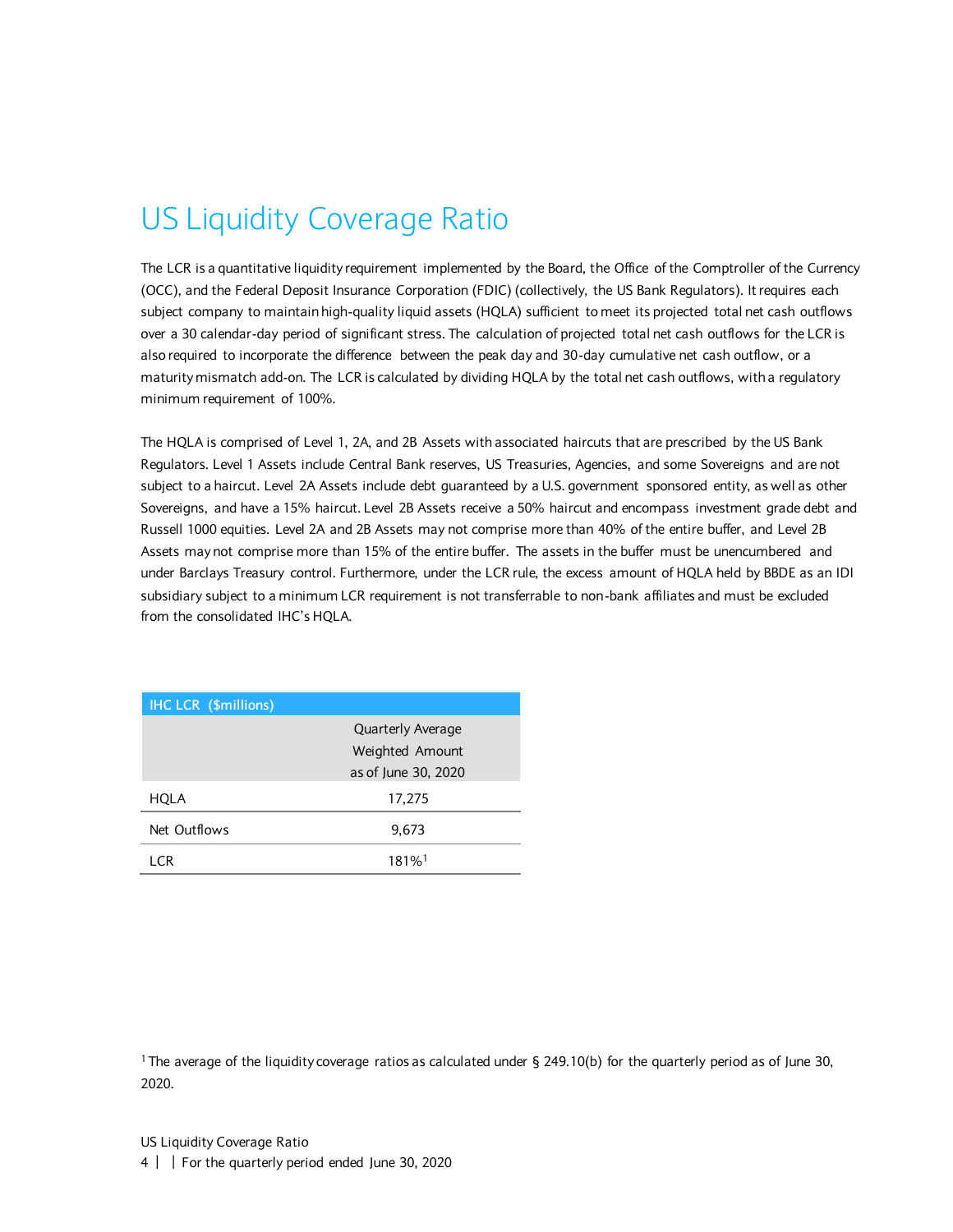# US Liquidity Coverage Ratio

The LCR is a quantitative liquidity requirement implemented by the Board, the Office of the Comptroller of the Currency (OCC), and the Federal Deposit Insurance Corporation (FDIC) (collectively, the US Bank Regulators). It requires each subject company to maintain high-quality liquid assets (HQLA) sufficient to meet its projected total net cash outflows over a 30 calendar-day period of significant stress. The calculation of projected total net cash outflows for the LCR is also required to incorporate the difference between the peak day and 30-day cumulative net cash outflow, or a maturity mismatch add-on. The LCR is calculated by dividing HQLA by the total net cash outflows, with a regulatory minimum requirement of 100%.

The HQLA is comprised of Level 1, 2A, and 2B Assets with associated haircuts that are prescribed by the US Bank Regulators. Level 1 Assets include Central Bank reserves, US Treasuries, Agencies, and some Sovereigns and are not subject to a haircut. Level 2A Assets include debt guaranteed by a U.S. government sponsored entity, as well as other Sovereigns, and have a 15% haircut. Level 2B Assets receive a 50% haircut and encompass investment grade debt and Russell 1000 equities. Level 2A and 2B Assets may not comprise more than 40% of the entire buffer, and Level 2B Assets may not comprise more than 15% of the entire buffer. The assets in the buffer must be unencumbered and under Barclays Treasury control. Furthermore, under the LCR rule, the excess amount of HQLA held by BBDE as an IDI subsidiary subject to a minimum LCR requirement is not transferrable to non-bank affiliates and must be excluded from the consolidated IHC's HQLA.

| IHC LCR ($millions) | Quarterly Average Weighted Amount as of June 30, 2020 |
|---|---|
| HQLA | 17,275 |
| Net Outflows | 9,673 |
| LCR | 181%[1] |

[1] The average of the liquidity coverage ratios as calculated under § 249.10(b) for the quarterly period as of June 30, 2020.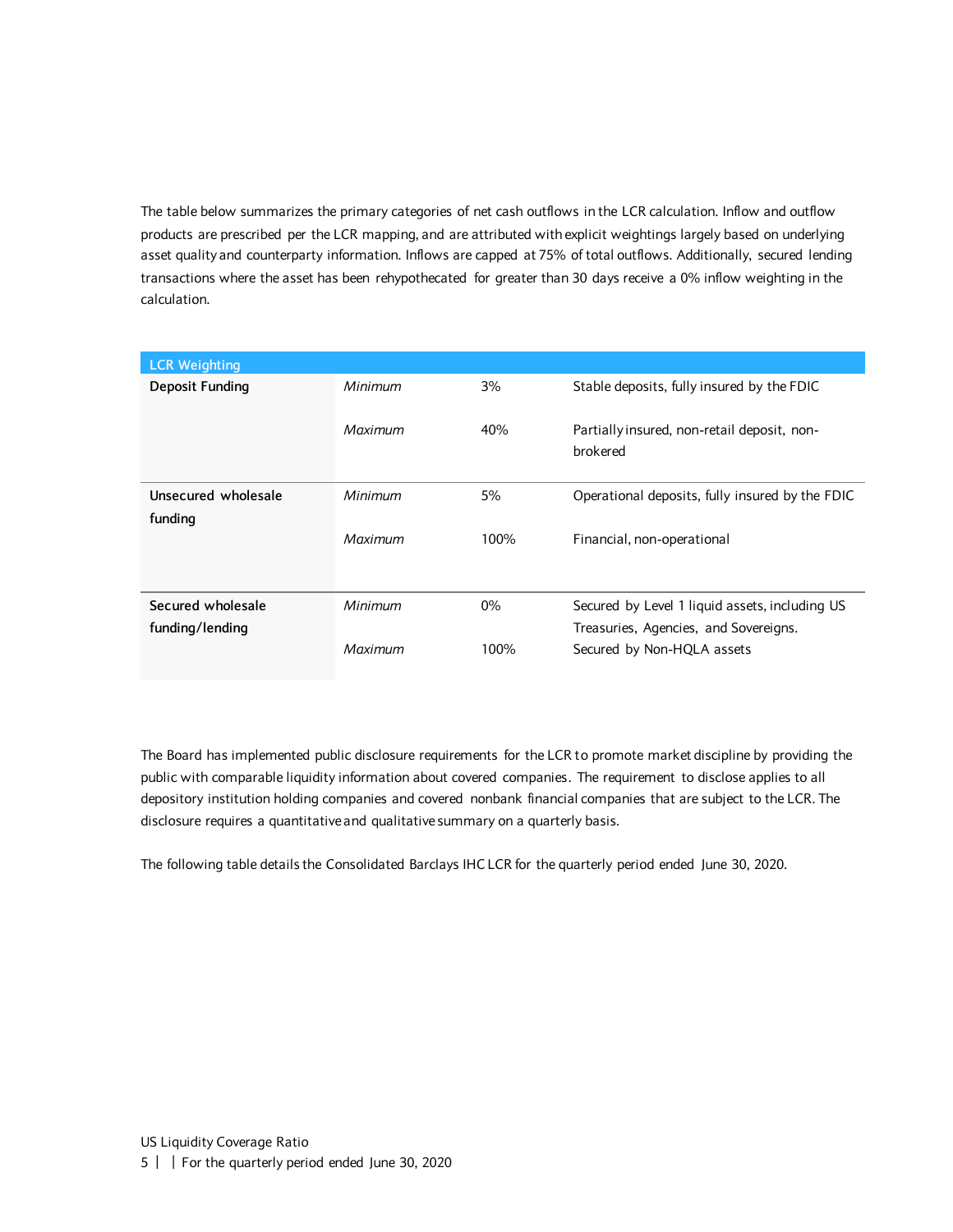The table below summarizes the primary categories of net cash outflows in the LCR calculation. Inflow and outflow products are prescribed per the LCR mapping, and are attributed with explicit weightings largely based on underlying asset quality and counterparty information. Inflows are capped at 75% of total outflows. Additionally, secured lending transactions where the asset has been rehypothecated for greater than 30 days receive a 0% inflow weighting in the calculation.

| LCR Weighting | | | |
|---|---|---|---|
| **Deposit Funding** | *Minimum* | 3% | Stable deposits, fully insured by the FDIC |
| | *Maximum* | 40% | Partially insured, non-retail deposit, non-brokered |
| **Unsecured wholesale funding** | *Minimum* | 5% | Operational deposits, fully insured by the FDIC |
| | *Maximum* | 100% | Financial, non-operational |
| **Secured wholesale funding/lending** | *Minimum* | 0% | Secured by Level 1 liquid assets, including US Treasuries, Agencies, and Sovereigns. |
| | *Maximum* | 100% | Secured by Non-HQLA assets |

The Board has implemented public disclosure requirements for the LCR to promote market discipline by providing the public with comparable liquidity information about covered companies. The requirement to disclose applies to all depository institution holding companies and covered nonbank financial companies that are subject to the LCR. The disclosure requires a quantitative and qualitative summary on a quarterly basis.

The following table details the Consolidated Barclays IHC LCR for the quarterly period ended June 30, 2020.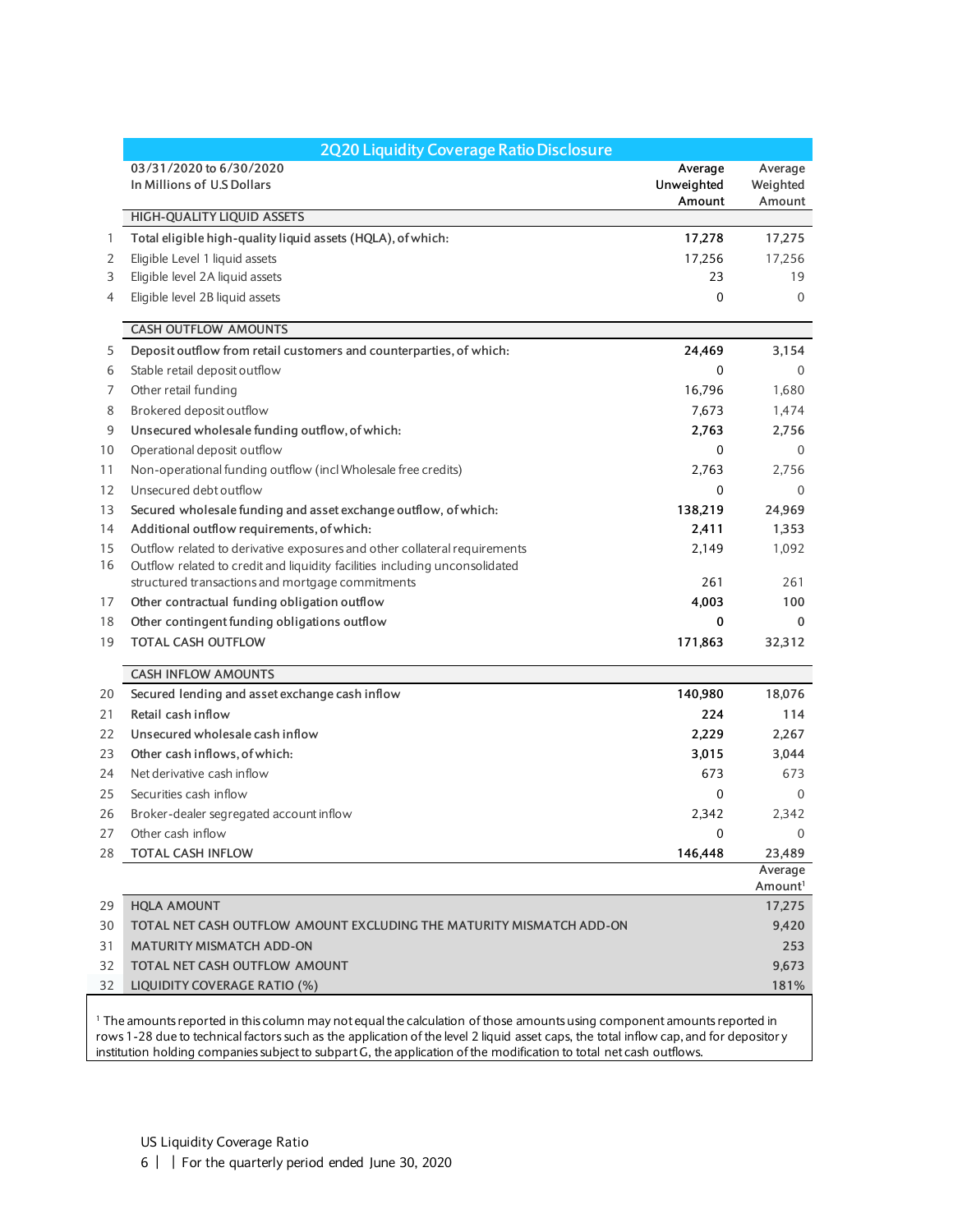## 2Q20 Liquidity Coverage Ratio Disclosure

| | 03/31/2020 to 6/30/2020<br>In Millions of U.S Dollars | Average Unweighted Amount | Average Weighted Amount |
|---|---|---|---|
| | **HIGH-QUALITY LIQUID ASSETS** | | |
| 1 | **Total eligible high-quality liquid assets (HQLA), of which:** | **17,278** | 17,275 |
| 2 | Eligible Level 1 liquid assets | 17,256 | 17,256 |
| 3 | Eligible level 2A liquid assets | 23 | 19 |
| 4 | Eligible level 2B liquid assets | 0 | 0 |
| | **CASH OUTFLOW AMOUNTS** | | |
| 5 | **Deposit outflow from retail customers and counterparties, of which:** | **24,469** | 3,154 |
| 6 | Stable retail deposit outflow | 0 | 0 |
| 7 | Other retail funding | 16,796 | 1,680 |
| 8 | Brokered deposit outflow | 7,673 | 1,474 |
| 9 | **Unsecured wholesale funding outflow, of which:** | **2,763** | 2,756 |
| 10 | Operational deposit outflow | 0 | 0 |
| 11 | Non-operational funding outflow (incl Wholesale free credits) | 2,763 | 2,756 |
| 12 | Unsecured debt outflow | 0 | 0 |
| 13 | **Secured wholesale funding and asset exchange outflow, of which:** | **138,219** | 24,969 |
| 14 | **Additional outflow requirements, of which:** | **2,411** | 1,353 |
| 15 | Outflow related to derivative exposures and other collateral requirements | 2,149 | 1,092 |
| 16 | Outflow related to credit and liquidity facilities including unconsolidated structured transactions and mortgage commitments | 261 | 261 |
| 17 | **Other contractual funding obligation outflow** | **4,003** | 100 |
| 18 | **Other contingent funding obligations outflow** | **0** | 0 |
| 19 | **TOTAL CASH OUTFLOW** | **171,863** | 32,312 |
| | **CASH INFLOW AMOUNTS** | | |
| 20 | **Secured lending and asset exchange cash inflow** | **140,980** | 18,076 |
| 21 | **Retail cash inflow** | **224** | 114 |
| 22 | **Unsecured wholesale cash inflow** | **2,229** | 2,267 |
| 23 | **Other cash inflows, of which:** | **3,015** | 3,044 |
| 24 | Net derivative cash inflow | 673 | 673 |
| 25 | Securities cash inflow | 0 | 0 |
| 26 | Broker-dealer segregated account inflow | 2,342 | 2,342 |
| 27 | Other cash inflow | 0 | 0 |
| 28 | **TOTAL CASH INFLOW** | **146,448** | 23,489 |
| | | | Average Amount[1] |
| 29 | HQLA AMOUNT | | 17,275 |
| 30 | TOTAL NET CASH OUTFLOW AMOUNT EXCLUDING THE MATURITY MISMATCH ADD-ON | | 9,420 |
| 31 | MATURITY MISMATCH ADD-ON | | 253 |
| 32 | TOTAL NET CASH OUTFLOW AMOUNT | | 9,673 |
| 32 | LIQUIDITY COVERAGE RATIO (%) | | 181% |

[1] The amounts reported in this column may not equal the calculation of those amounts using component amounts reported in rows 1-28 due to technical factors such as the application of the level 2 liquid asset caps, the total inflow cap, and for depository institution holding companies subject to subpart G, the application of the modification to total net cash outflows.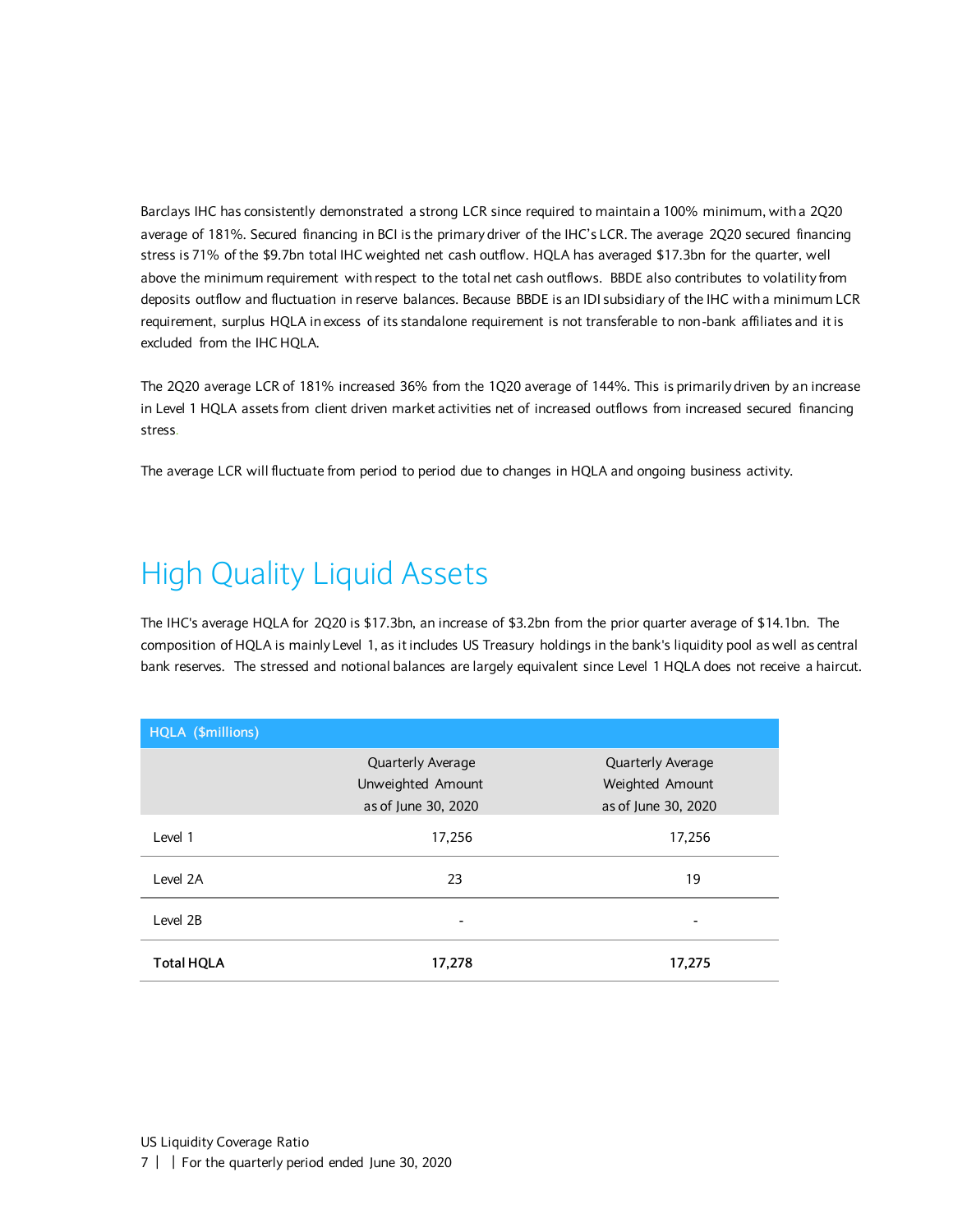Barclays IHC has consistently demonstrated a strong LCR since required to maintain a 100% minimum, with a 2Q20 average of 181%. Secured financing in BCI is the primary driver of the IHC's LCR. The average 2Q20 secured financing stress is 71% of the $9.7bn total IHC weighted net cash outflow. HQLA has averaged $17.3bn for the quarter, well above the minimum requirement with respect to the total net cash outflows. BBDE also contributes to volatility from deposits outflow and fluctuation in reserve balances. Because BBDE is an IDI subsidiary of the IHC with a minimum LCR requirement, surplus HQLA in excess of its standalone requirement is not transferable to non-bank affiliates and it is excluded from the IHC HQLA.

The 2Q20 average LCR of 181% increased 36% from the 1Q20 average of 144%. This is primarily driven by an increase in Level 1 HQLA assets from client driven market activities net of increased outflows from increased secured financing stress.

The average LCR will fluctuate from period to period due to changes in HQLA and ongoing business activity.

# High Quality Liquid Assets

The IHC's average HQLA for 2Q20 is $17.3bn, an increase of $3.2bn from the prior quarter average of $14.1bn. The composition of HQLA is mainly Level 1, as it includes US Treasury holdings in the bank's liquidity pool as well as central bank reserves. The stressed and notional balances are largely equivalent since Level 1 HQLA does not receive a haircut.

| HQLA ($millions) | Quarterly Average Unweighted Amount as of June 30, 2020 | Quarterly Average Weighted Amount as of June 30, 2020 |
|---|---|---|
| Level 1 | 17,256 | 17,256 |
| Level 2A | 23 | 19 |
| Level 2B | - | - |
| **Total HQLA** | **17,278** | **17,275** |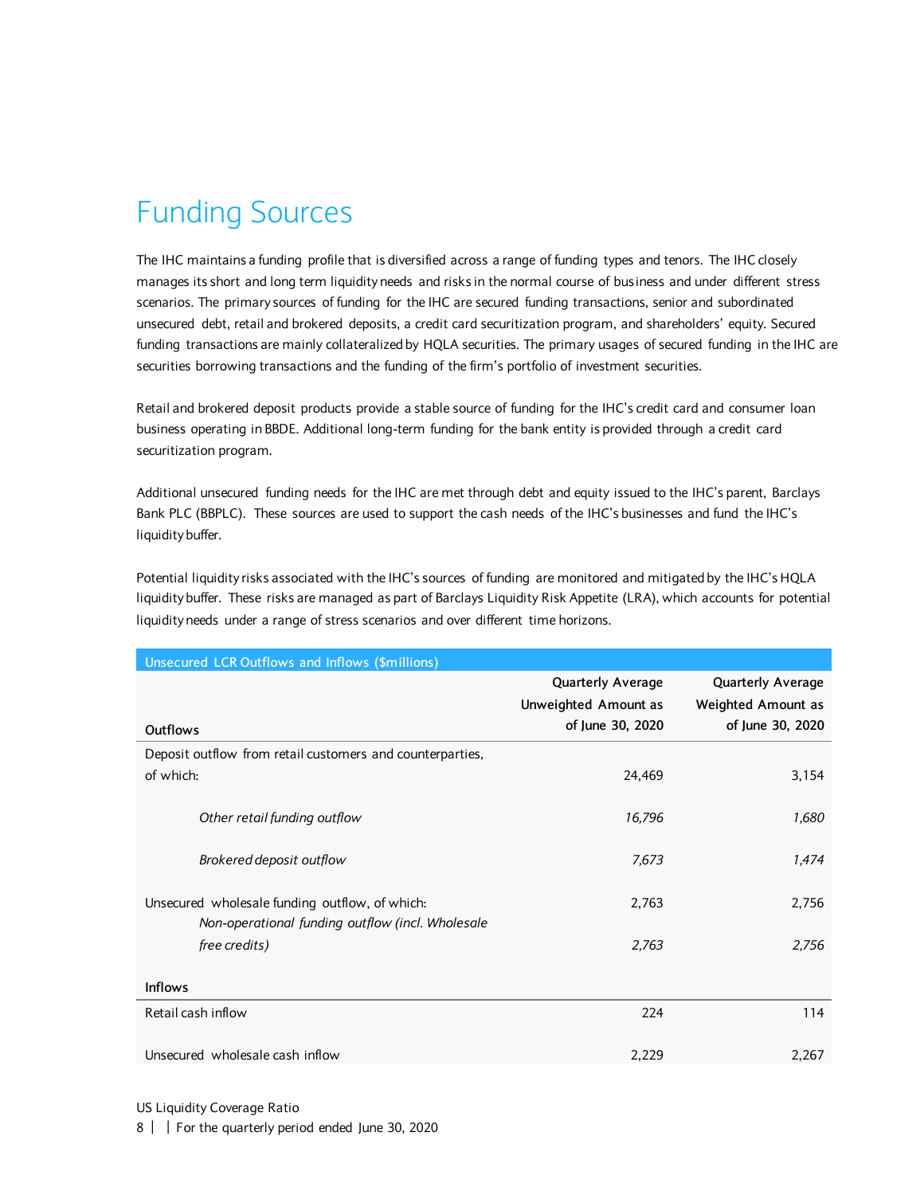# Funding Sources

The IHC maintains a funding profile that is diversified across a range of funding types and tenors. The IHC closely manages its short and long term liquidity needs and risks in the normal course of business and under different stress scenarios. The primary sources of funding for the IHC are secured funding transactions, senior and subordinated unsecured debt, retail and brokered deposits, a credit card securitization program, and shareholders' equity. Secured funding transactions are mainly collateralized by HQLA securities. The primary usages of secured funding in the IHC are securities borrowing transactions and the funding of the firm's portfolio of investment securities.

Retail and brokered deposit products provide a stable source of funding for the IHC's credit card and consumer loan business operating in BBDE. Additional long-term funding for the bank entity is provided through a credit card securitization program.

Additional unsecured funding needs for the IHC are met through debt and equity issued to the IHC's parent, Barclays Bank PLC (BBPLC). These sources are used to support the cash needs of the IHC's businesses and fund the IHC's liquidity buffer.

Potential liquidity risks associated with the IHC's sources of funding are monitored and mitigated by the IHC's HQLA liquidity buffer. These risks are managed as part of Barclays Liquidity Risk Appetite (LRA), which accounts for potential liquidity needs under a range of stress scenarios and over different time horizons.

| Unsecured LCR Outflows and Inflows ($millions) | | |
|---|---|---|
| **Outflows** | **Quarterly Average Unweighted Amount as of June 30, 2020** | **Quarterly Average Weighted Amount as of June 30, 2020** |
| Deposit outflow from retail customers and counterparties, of which: | 24,469 | 3,154 |
| *Other retail funding outflow* | *16,796* | *1,680* |
| *Brokered deposit outflow* | *7,673* | *1,474* |
| Unsecured wholesale funding outflow, of which: | 2,763 | 2,756 |
| *Non-operational funding outflow (incl. Wholesale free credits)* | *2,763* | *2,756* |
| **Inflows** | | |
| Retail cash inflow | 224 | 114 |
| Unsecured wholesale cash inflow | 2,229 | 2,267 |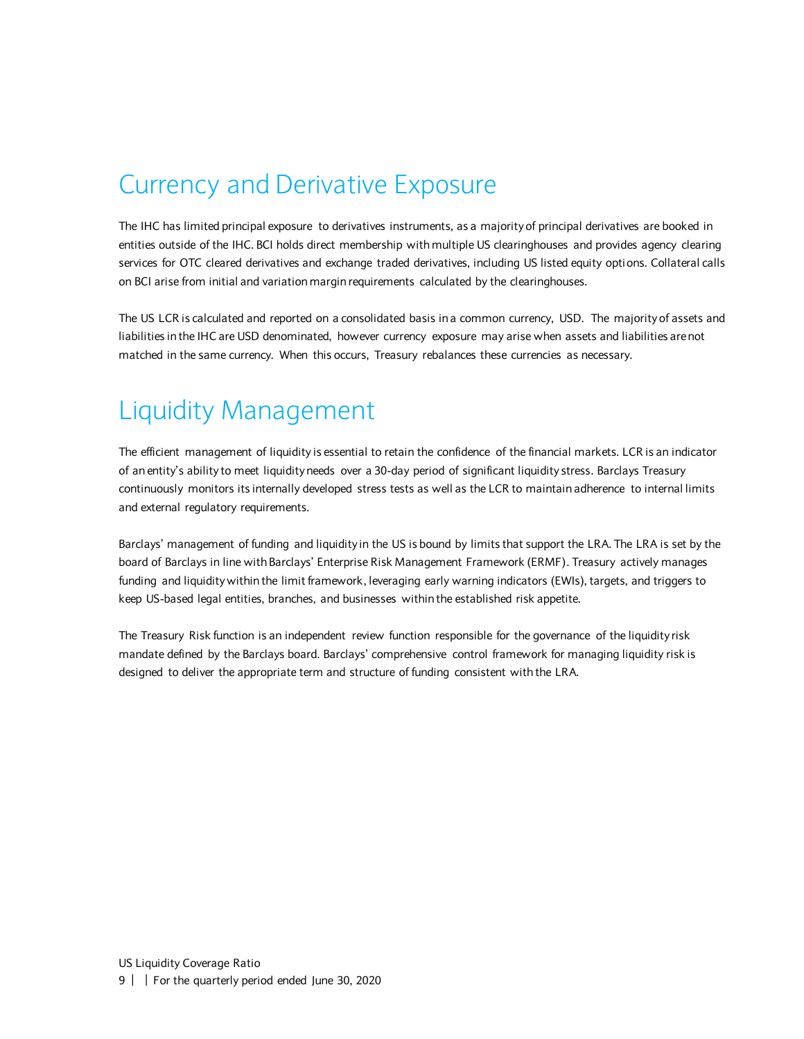# Currency and Derivative Exposure

The IHC has limited principal exposure to derivatives instruments, as a majority of principal derivatives are booked in entities outside of the IHC. BCI holds direct membership with multiple US clearinghouses and provides agency clearing services for OTC cleared derivatives and exchange traded derivatives, including US listed equity options. Collateral calls on BCI arise from initial and variation margin requirements calculated by the clearinghouses.

The US LCR is calculated and reported on a consolidated basis in a common currency, USD. The majority of assets and liabilities in the IHC are USD denominated, however currency exposure may arise when assets and liabilities are not matched in the same currency. When this occurs, Treasury rebalances these currencies as necessary.

# Liquidity Management

The efficient management of liquidity is essential to retain the confidence of the financial markets. LCR is an indicator of an entity's ability to meet liquidity needs over a 30-day period of significant liquidity stress. Barclays Treasury continuously monitors its internally developed stress tests as well as the LCR to maintain adherence to internal limits and external regulatory requirements.

Barclays' management of funding and liquidity in the US is bound by limits that support the LRA. The LRA is set by the board of Barclays in line with Barclays' Enterprise Risk Management Framework (ERMF). Treasury actively manages funding and liquidity within the limit framework, leveraging early warning indicators (EWIs), targets, and triggers to keep US-based legal entities, branches, and businesses within the established risk appetite.

The Treasury Risk function is an independent review function responsible for the governance of the liquidity risk mandate defined by the Barclays board. Barclays' comprehensive control framework for managing liquidity risk is designed to deliver the appropriate term and structure of funding consistent with the LRA.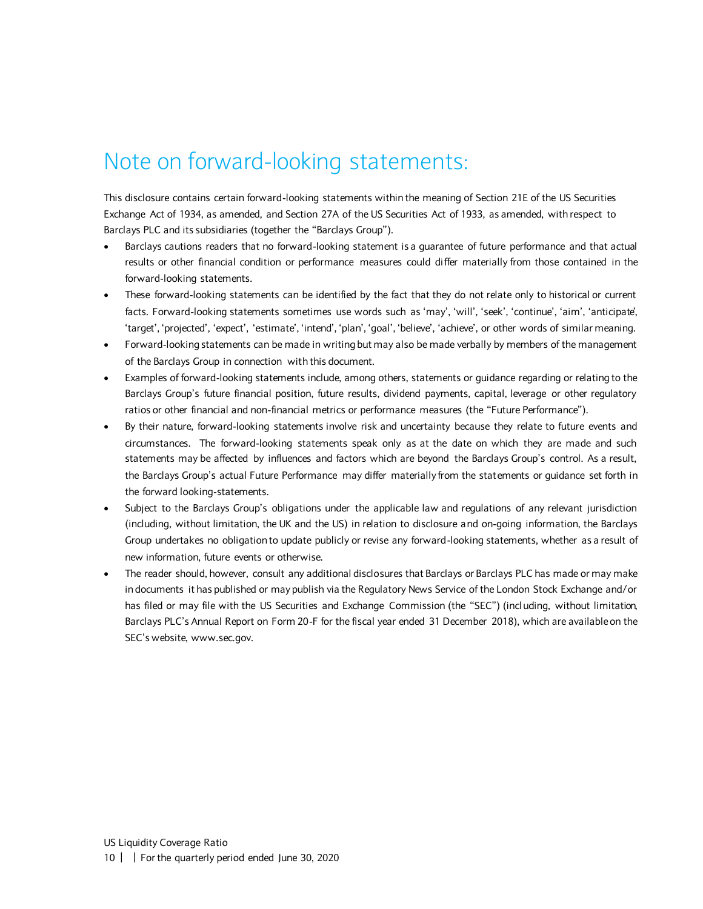# Note on forward-looking statements:

This disclosure contains certain forward-looking statements within the meaning of Section 21E of the US Securities Exchange Act of 1934, as amended, and Section 27A of the US Securities Act of 1933, as amended, with respect to Barclays PLC and its subsidiaries (together the "Barclays Group").

- Barclays cautions readers that no forward-looking statement is a guarantee of future performance and that actual results or other financial condition or performance measures could differ materially from those contained in the forward-looking statements.
- These forward-looking statements can be identified by the fact that they do not relate only to historical or current facts. Forward-looking statements sometimes use words such as 'may', 'will', 'seek', 'continue', 'aim', 'anticipate', 'target', 'projected', 'expect', 'estimate', 'intend', 'plan', 'goal', 'believe', 'achieve', or other words of similar meaning.
- Forward-looking statements can be made in writing but may also be made verbally by members of the management of the Barclays Group in connection with this document.
- Examples of forward-looking statements include, among others, statements or guidance regarding or relating to the Barclays Group's future financial position, future results, dividend payments, capital, leverage or other regulatory ratios or other financial and non-financial metrics or performance measures (the "Future Performance").
- By their nature, forward-looking statements involve risk and uncertainty because they relate to future events and circumstances. The forward-looking statements speak only as at the date on which they are made and such statements may be affected by influences and factors which are beyond the Barclays Group's control. As a result, the Barclays Group's actual Future Performance may differ materially from the statements or guidance set forth in the forward looking-statements.
- Subject to the Barclays Group's obligations under the applicable law and regulations of any relevant jurisdiction (including, without limitation, the UK and the US) in relation to disclosure and on-going information, the Barclays Group undertakes no obligation to update publicly or revise any forward-looking statements, whether as a result of new information, future events or otherwise.
- The reader should, however, consult any additional disclosures that Barclays or Barclays PLC has made or may make in documents it has published or may publish via the Regulatory News Service of the London Stock Exchange and/or has filed or may file with the US Securities and Exchange Commission (the "SEC") (including, without limitation, Barclays PLC's Annual Report on Form 20-F for the fiscal year ended 31 December 2018), which are available on the SEC's website, www.sec.gov.